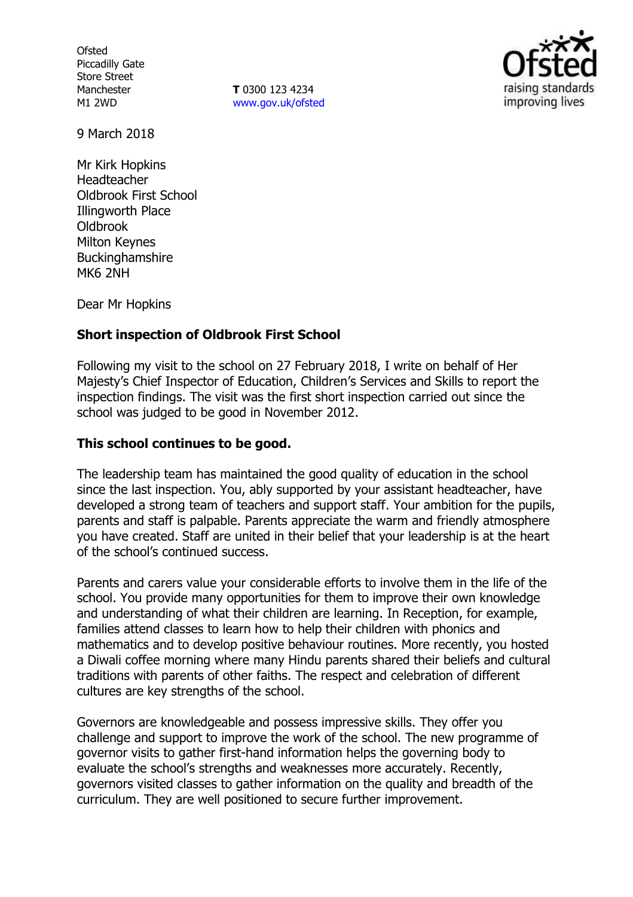Ofsted
Piccadilly Gate
Store Street
Manchester
M1 2WD

**T** 0300 123 4234
www.gov.uk/ofsted

9 March 2018

Mr Kirk Hopkins
Headteacher
Oldbrook First School
Illingworth Place
Oldbrook
Milton Keynes
Buckinghamshire
MK6 2NH

Dear Mr Hopkins

**Short inspection of Oldbrook First School**

Following my visit to the school on 27 February 2018, I write on behalf of Her Majesty's Chief Inspector of Education, Children's Services and Skills to report the inspection findings. The visit was the first short inspection carried out since the school was judged to be good in November 2012.

**This school continues to be good.**

The leadership team has maintained the good quality of education in the school since the last inspection. You, ably supported by your assistant headteacher, have developed a strong team of teachers and support staff. Your ambition for the pupils, parents and staff is palpable. Parents appreciate the warm and friendly atmosphere you have created. Staff are united in their belief that your leadership is at the heart of the school's continued success.

Parents and carers value your considerable efforts to involve them in the life of the school. You provide many opportunities for them to improve their own knowledge and understanding of what their children are learning. In Reception, for example, families attend classes to learn how to help their children with phonics and mathematics and to develop positive behaviour routines. More recently, you hosted a Diwali coffee morning where many Hindu parents shared their beliefs and cultural traditions with parents of other faiths. The respect and celebration of different cultures are key strengths of the school.

Governors are knowledgeable and possess impressive skills. They offer you challenge and support to improve the work of the school. The new programme of governor visits to gather first-hand information helps the governing body to evaluate the school's strengths and weaknesses more accurately. Recently, governors visited classes to gather information on the quality and breadth of the curriculum. They are well positioned to secure further improvement.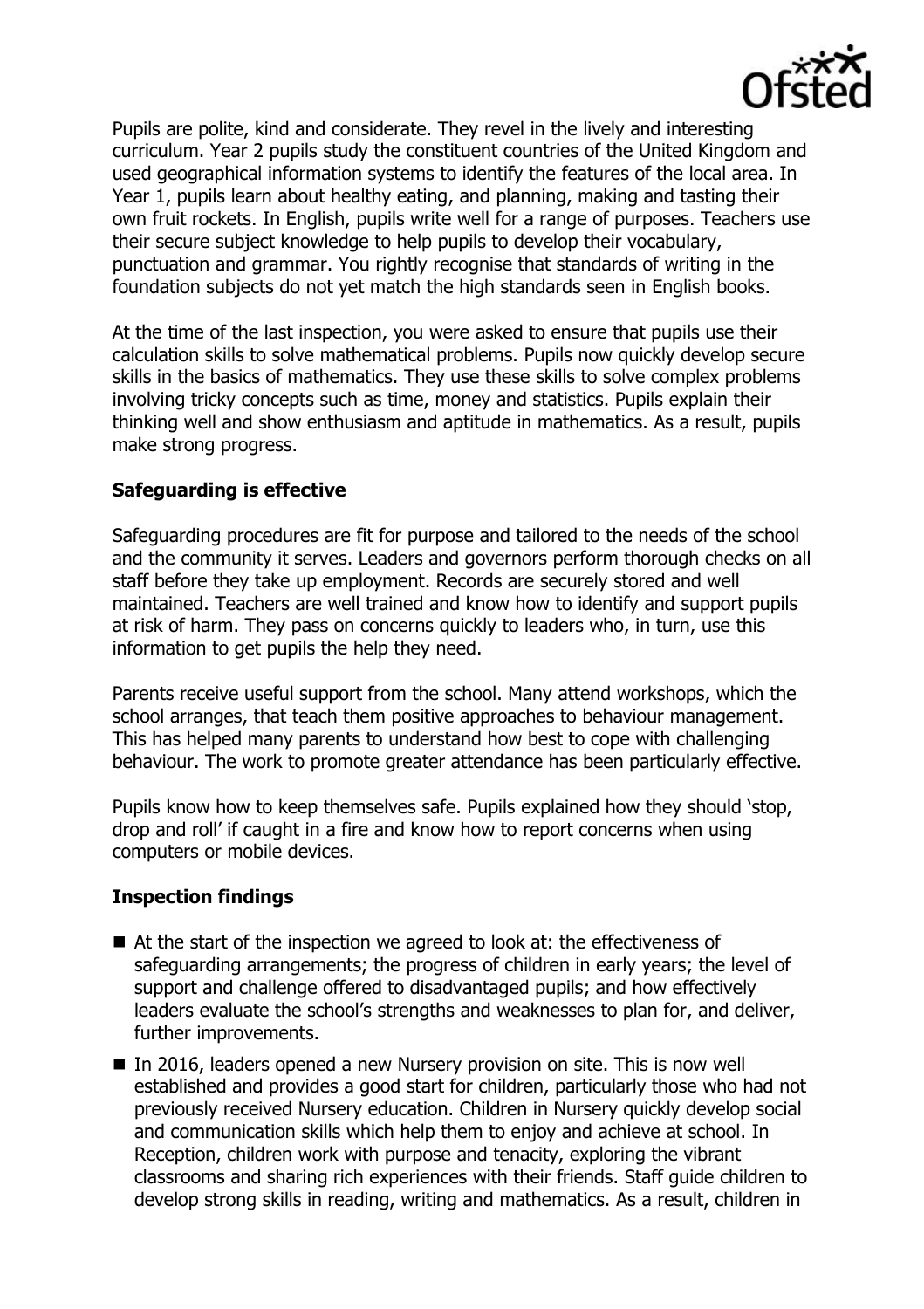Pupils are polite, kind and considerate. They revel in the lively and interesting curriculum. Year 2 pupils study the constituent countries of the United Kingdom and used geographical information systems to identify the features of the local area. In Year 1, pupils learn about healthy eating, and planning, making and tasting their own fruit rockets. In English, pupils write well for a range of purposes. Teachers use their secure subject knowledge to help pupils to develop their vocabulary, punctuation and grammar. You rightly recognise that standards of writing in the foundation subjects do not yet match the high standards seen in English books.

At the time of the last inspection, you were asked to ensure that pupils use their calculation skills to solve mathematical problems. Pupils now quickly develop secure skills in the basics of mathematics. They use these skills to solve complex problems involving tricky concepts such as time, money and statistics. Pupils explain their thinking well and show enthusiasm and aptitude in mathematics. As a result, pupils make strong progress.

**Safeguarding is effective**

Safeguarding procedures are fit for purpose and tailored to the needs of the school and the community it serves. Leaders and governors perform thorough checks on all staff before they take up employment. Records are securely stored and well maintained. Teachers are well trained and know how to identify and support pupils at risk of harm. They pass on concerns quickly to leaders who, in turn, use this information to get pupils the help they need.

Parents receive useful support from the school. Many attend workshops, which the school arranges, that teach them positive approaches to behaviour management. This has helped many parents to understand how best to cope with challenging behaviour. The work to promote greater attendance has been particularly effective.

Pupils know how to keep themselves safe. Pupils explained how they should 'stop, drop and roll' if caught in a fire and know how to report concerns when using computers or mobile devices.

**Inspection findings**

- At the start of the inspection we agreed to look at: the effectiveness of safeguarding arrangements; the progress of children in early years; the level of support and challenge offered to disadvantaged pupils; and how effectively leaders evaluate the school's strengths and weaknesses to plan for, and deliver, further improvements.
- In 2016, leaders opened a new Nursery provision on site. This is now well established and provides a good start for children, particularly those who had not previously received Nursery education. Children in Nursery quickly develop social and communication skills which help them to enjoy and achieve at school. In Reception, children work with purpose and tenacity, exploring the vibrant classrooms and sharing rich experiences with their friends. Staff guide children to develop strong skills in reading, writing and mathematics. As a result, children in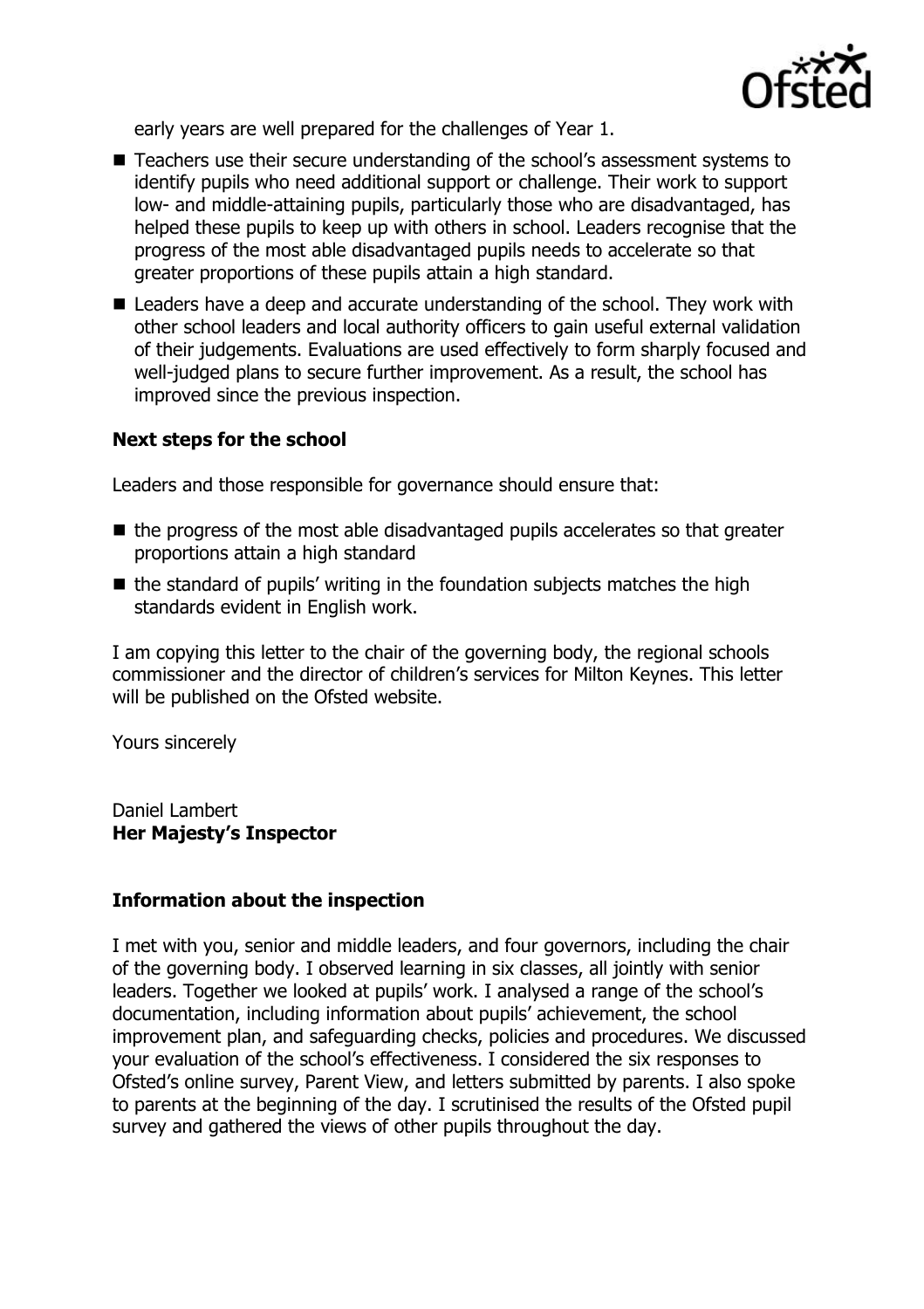early years are well prepared for the challenges of Year 1.

- Teachers use their secure understanding of the school's assessment systems to identify pupils who need additional support or challenge. Their work to support low- and middle-attaining pupils, particularly those who are disadvantaged, has helped these pupils to keep up with others in school. Leaders recognise that the progress of the most able disadvantaged pupils needs to accelerate so that greater proportions of these pupils attain a high standard.
- Leaders have a deep and accurate understanding of the school. They work with other school leaders and local authority officers to gain useful external validation of their judgements. Evaluations are used effectively to form sharply focused and well-judged plans to secure further improvement. As a result, the school has improved since the previous inspection.

### Next steps for the school

Leaders and those responsible for governance should ensure that:

- the progress of the most able disadvantaged pupils accelerates so that greater proportions attain a high standard
- the standard of pupils' writing in the foundation subjects matches the high standards evident in English work.

I am copying this letter to the chair of the governing body, the regional schools commissioner and the director of children's services for Milton Keynes. This letter will be published on the Ofsted website.

Yours sincerely

Daniel Lambert
**Her Majesty's Inspector**

### Information about the inspection

I met with you, senior and middle leaders, and four governors, including the chair of the governing body. I observed learning in six classes, all jointly with senior leaders. Together we looked at pupils' work. I analysed a range of the school's documentation, including information about pupils' achievement, the school improvement plan, and safeguarding checks, policies and procedures. We discussed your evaluation of the school's effectiveness. I considered the six responses to Ofsted's online survey, Parent View, and letters submitted by parents. I also spoke to parents at the beginning of the day. I scrutinised the results of the Ofsted pupil survey and gathered the views of other pupils throughout the day.